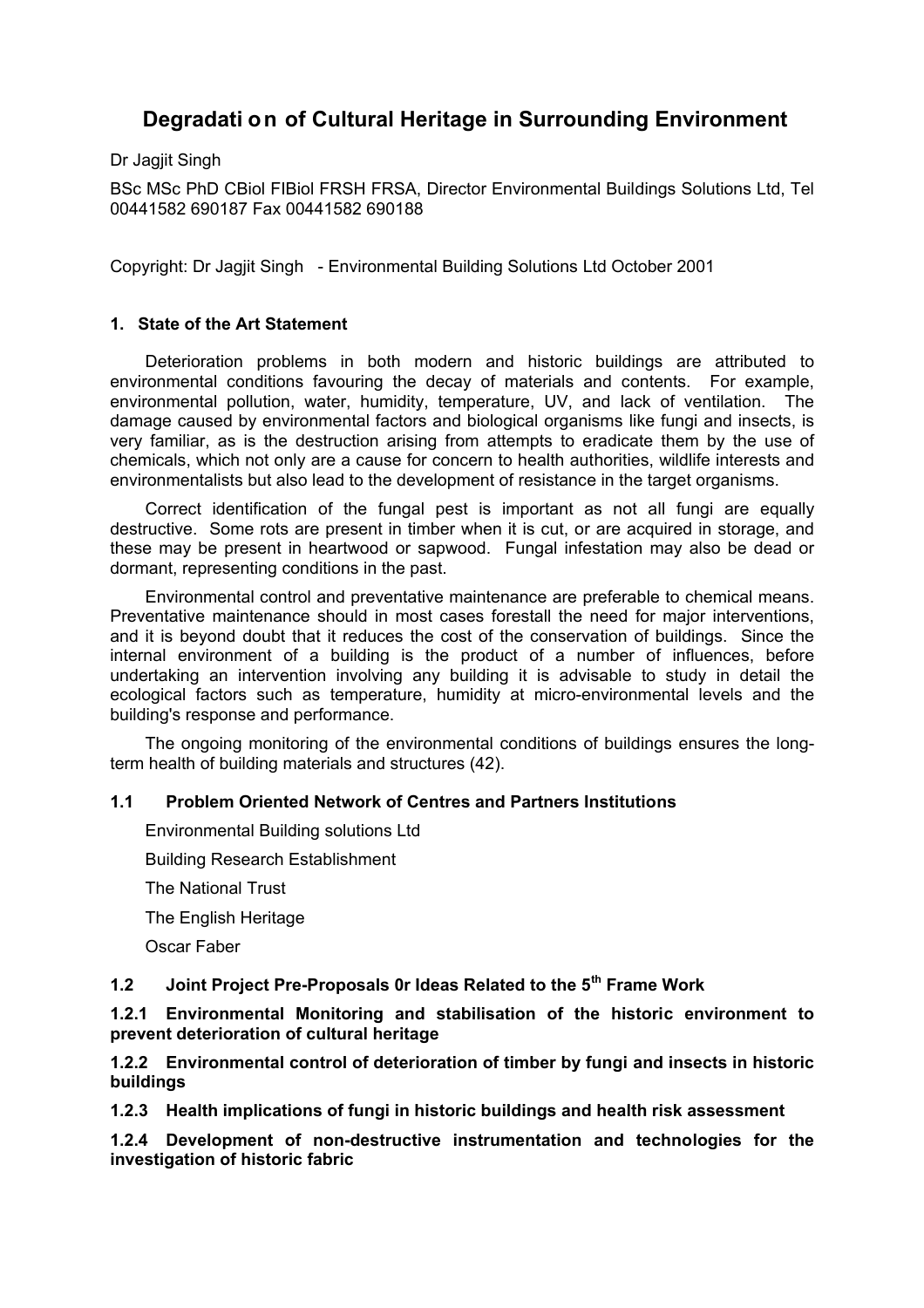# Degradation of Cultural Heritage in Surrounding Environment

Dr Jagjit Singh

BSc MSc PhD CBiol FIBiol FRSH FRSA, Director Environmental Buildings Solutions Ltd, Tel 00441582 690187 Fax 00441582 690188

Copyright: Dr Jagjit Singh - Environmental Building Solutions Ltd October 2001

## 1. State of the Art Statement

Deterioration problems in both modern and historic buildings are attributed to environmental conditions favouring the decay of materials and contents. For example, environmental pollution, water, humidity, temperature, UV, and lack of ventilation. The damage caused by environmental factors and biological organisms like fungi and insects, is very familiar, as is the destruction arising from attempts to eradicate them by the use of chemicals, which not only are a cause for concern to health authorities, wildlife interests and environmentalists but also lead to the development of resistance in the target organisms.

Correct identification of the fungal pest is important as not all fungi are equally destructive. Some rots are present in timber when it is cut, or are acquired in storage, and these may be present in heartwood or sapwood. Fungal infestation may also be dead or dormant, representing conditions in the past.

Environmental control and preventative maintenance are preferable to chemical means. Preventative maintenance should in most cases forestall the need for major interventions, and it is beyond doubt that it reduces the cost of the conservation of buildings. Since the internal environment of a building is the product of a number of influences, before undertaking an intervention involving any building it is advisable to study in detail the ecological factors such as temperature, humidity at micro-environmental levels and the building's response and performance.

The ongoing monitoring of the environmental conditions of buildings ensures the long-term health of building materials and structures (42).

### 1.1 Problem Oriented Network of Centres and Partners Institutions

Environmental Building solutions Ltd

Building Research Establishment

The National Trust

The English Heritage

Oscar Faber

### 1.2 Joint Project Pre-Proposals 0r Ideas Related to the 5th Frame Work

#### 1.2.1 Environmental Monitoring and stabilisation of the historic environment to prevent deterioration of cultural heritage

#### 1.2.2 Environmental control of deterioration of timber by fungi and insects in historic buildings

#### 1.2.3 Health implications of fungi in historic buildings and health risk assessment

#### 1.2.4 Development of non-destructive instrumentation and technologies for the investigation of historic fabric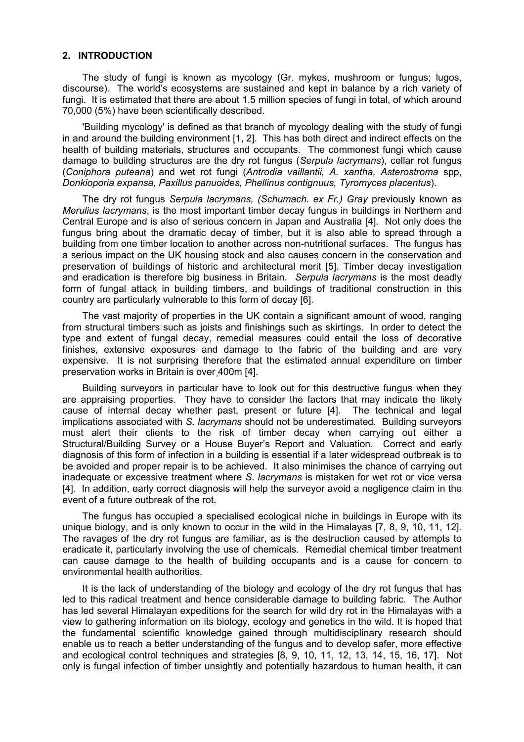## 2. INTRODUCTION

The study of fungi is known as mycology (Gr. mykes, mushroom or fungus; lugos, discourse). The world's ecosystems are sustained and kept in balance by a rich variety of fungi. It is estimated that there are about 1.5 million species of fungi in total, of which around 70,000 (5%) have been scientifically described.

'Building mycology' is defined as that branch of mycology dealing with the study of fungi in and around the building environment [1, 2]. This has both direct and indirect effects on the health of building materials, structures and occupants. The commonest fungi which cause damage to building structures are the dry rot fungus (*Serpula lacrymans*), cellar rot fungus (*Coniphora puteana*) and wet rot fungi (*Antrodia vaillantii, A. xantha, Asterostroma* spp, *Donkioporia expansa, Paxillus panuoides, Phellinus contignuus, Tyromyces placentus*).

The dry rot fungus *Serpula lacrymans, (Schumach. ex Fr.) Gray* previously known as *Merulius lacrymans*, is the most important timber decay fungus in buildings in Northern and Central Europe and is also of serious concern in Japan and Australia [4]. Not only does the fungus bring about the dramatic decay of timber, but it is also able to spread through a building from one timber location to another across non-nutritional surfaces. The fungus has a serious impact on the UK housing stock and also causes concern in the conservation and preservation of buildings of historic and architectural merit [5]. Timber decay investigation and eradication is therefore big business in Britain. *Serpula lacrymans* is the most deadly form of fungal attack in building timbers, and buildings of traditional construction in this country are particularly vulnerable to this form of decay [6].

The vast majority of properties in the UK contain a significant amount of wood, ranging from structural timbers such as joists and finishings such as skirtings. In order to detect the type and extent of fungal decay, remedial measures could entail the loss of decorative finishes, extensive exposures and damage to the fabric of the building and are very expensive. It is not surprising therefore that the estimated annual expenditure on timber preservation works in Britain is over 400m [4].

Building surveyors in particular have to look out for this destructive fungus when they are appraising properties. They have to consider the factors that may indicate the likely cause of internal decay whether past, present or future [4]. The technical and legal implications associated with *S. lacrymans* should not be underestimated. Building surveyors must alert their clients to the risk of timber decay when carrying out either a Structural/Building Survey or a House Buyer's Report and Valuation. Correct and early diagnosis of this form of infection in a building is essential if a later widespread outbreak is to be avoided and proper repair is to be achieved. It also minimises the chance of carrying out inadequate or excessive treatment where *S. lacrymans* is mistaken for wet rot or vice versa [4]. In addition, early correct diagnosis will help the surveyor avoid a negligence claim in the event of a future outbreak of the rot.

The fungus has occupied a specialised ecological niche in buildings in Europe with its unique biology, and is only known to occur in the wild in the Himalayas [7, 8, 9, 10, 11, 12]. The ravages of the dry rot fungus are familiar, as is the destruction caused by attempts to eradicate it, particularly involving the use of chemicals. Remedial chemical timber treatment can cause damage to the health of building occupants and is a cause for concern to environmental health authorities.

It is the lack of understanding of the biology and ecology of the dry rot fungus that has led to this radical treatment and hence considerable damage to building fabric. The Author has led several Himalayan expeditions for the search for wild dry rot in the Himalayas with a view to gathering information on its biology, ecology and genetics in the wild. It is hoped that the fundamental scientific knowledge gained through multidisciplinary research should enable us to reach a better understanding of the fungus and to develop safer, more effective and ecological control techniques and strategies [8, 9, 10, 11, 12, 13, 14, 15, 16, 17]. Not only is fungal infection of timber unsightly and potentially hazardous to human health, it can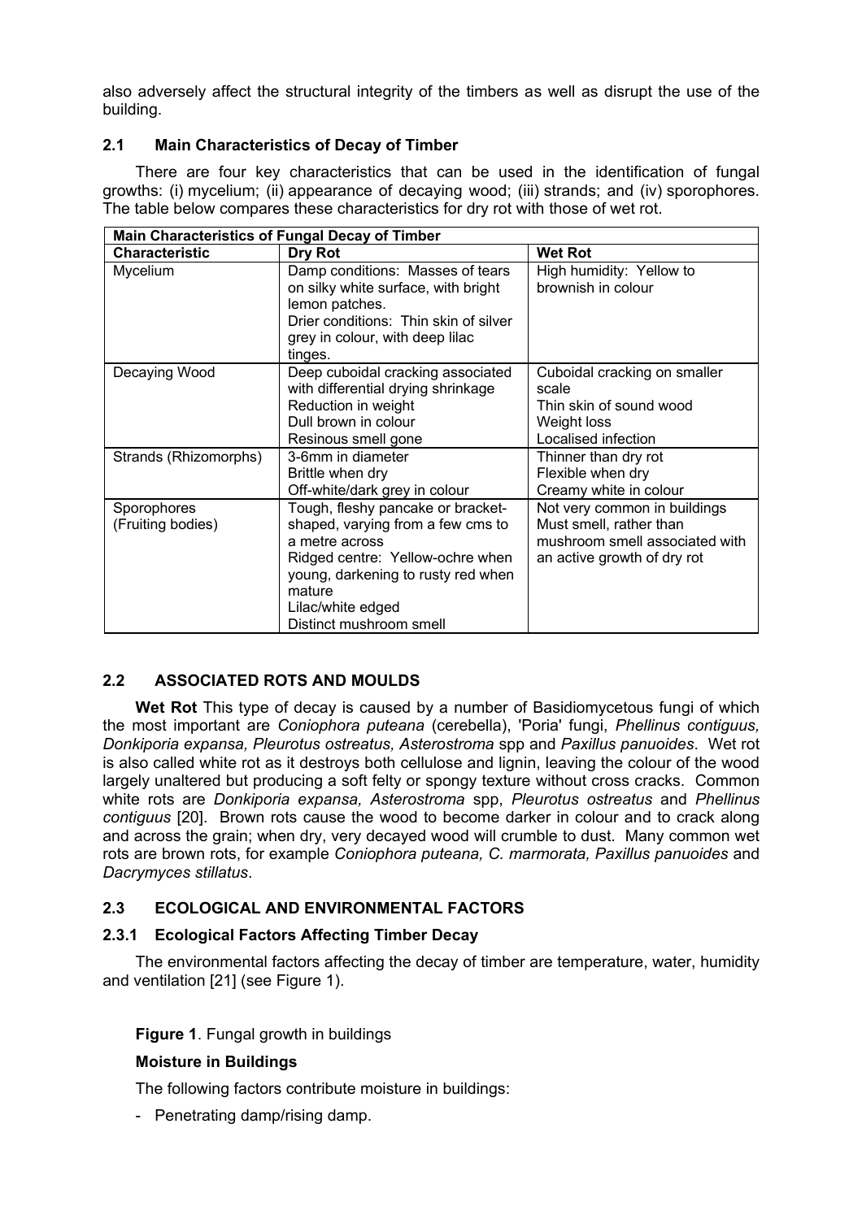also adversely affect the structural integrity of the timbers as well as disrupt the use of the building.

### 2.1 Main Characteristics of Decay of Timber

There are four key characteristics that can be used in the identification of fungal growths: (i) mycelium; (ii) appearance of decaying wood; (iii) strands; and (iv) sporophores. The table below compares these characteristics for dry rot with those of wet rot.

| Main Characteristics of Fungal Decay of Timber | | |
|---|---|---|
| **Characteristic** | **Dry Rot** | **Wet Rot** |
| Mycelium | Damp conditions: Masses of tears on silky white surface, with bright lemon patches.<br>Drier conditions: Thin skin of silver grey in colour, with deep lilac tinges. | High humidity: Yellow to brownish in colour |
| Decaying Wood | Deep cuboidal cracking associated with differential drying shrinkage<br>Reduction in weight<br>Dull brown in colour<br>Resinous smell gone | Cuboidal cracking on smaller scale<br>Thin skin of sound wood<br>Weight loss<br>Localised infection |
| Strands (Rhizomorphs) | 3-6mm in diameter<br>Brittle when dry<br>Off-white/dark grey in colour | Thinner than dry rot<br>Flexible when dry<br>Creamy white in colour |
| Sporophores (Fruiting bodies) | Tough, fleshy pancake or bracket-shaped, varying from a few cms to a metre across<br>Ridged centre: Yellow-ochre when young, darkening to rusty red when mature<br>Lilac/white edged<br>Distinct mushroom smell | Not very common in buildings<br>Must smell, rather than mushroom smell associated with an active growth of dry rot |

### 2.2 ASSOCIATED ROTS AND MOULDS

**Wet Rot** This type of decay is caused by a number of Basidiomycetous fungi of which the most important are *Coniophora puteana* (cerebella), 'Poria' fungi, *Phellinus contiguus, Donkiporia expansa, Pleurotus ostreatus, Asterostroma* spp and *Paxillus panuoides*. Wet rot is also called white rot as it destroys both cellulose and lignin, leaving the colour of the wood largely unaltered but producing a soft felty or spongy texture without cross cracks. Common white rots are *Donkiporia expansa, Asterostroma* spp, *Pleurotus ostreatus* and *Phellinus contiguus* [20]. Brown rots cause the wood to become darker in colour and to crack along and across the grain; when dry, very decayed wood will crumble to dust. Many common wet rots are brown rots, for example *Coniophora puteana, C. marmorata, Paxillus panuoides* and *Dacrymyces stillatus*.

### 2.3 ECOLOGICAL AND ENVIRONMENTAL FACTORS

#### 2.3.1 Ecological Factors Affecting Timber Decay

The environmental factors affecting the decay of timber are temperature, water, humidity and ventilation [21] (see Figure 1).

**Figure 1**. Fungal growth in buildings

**Moisture in Buildings**

The following factors contribute moisture in buildings:

- Penetrating damp/rising damp.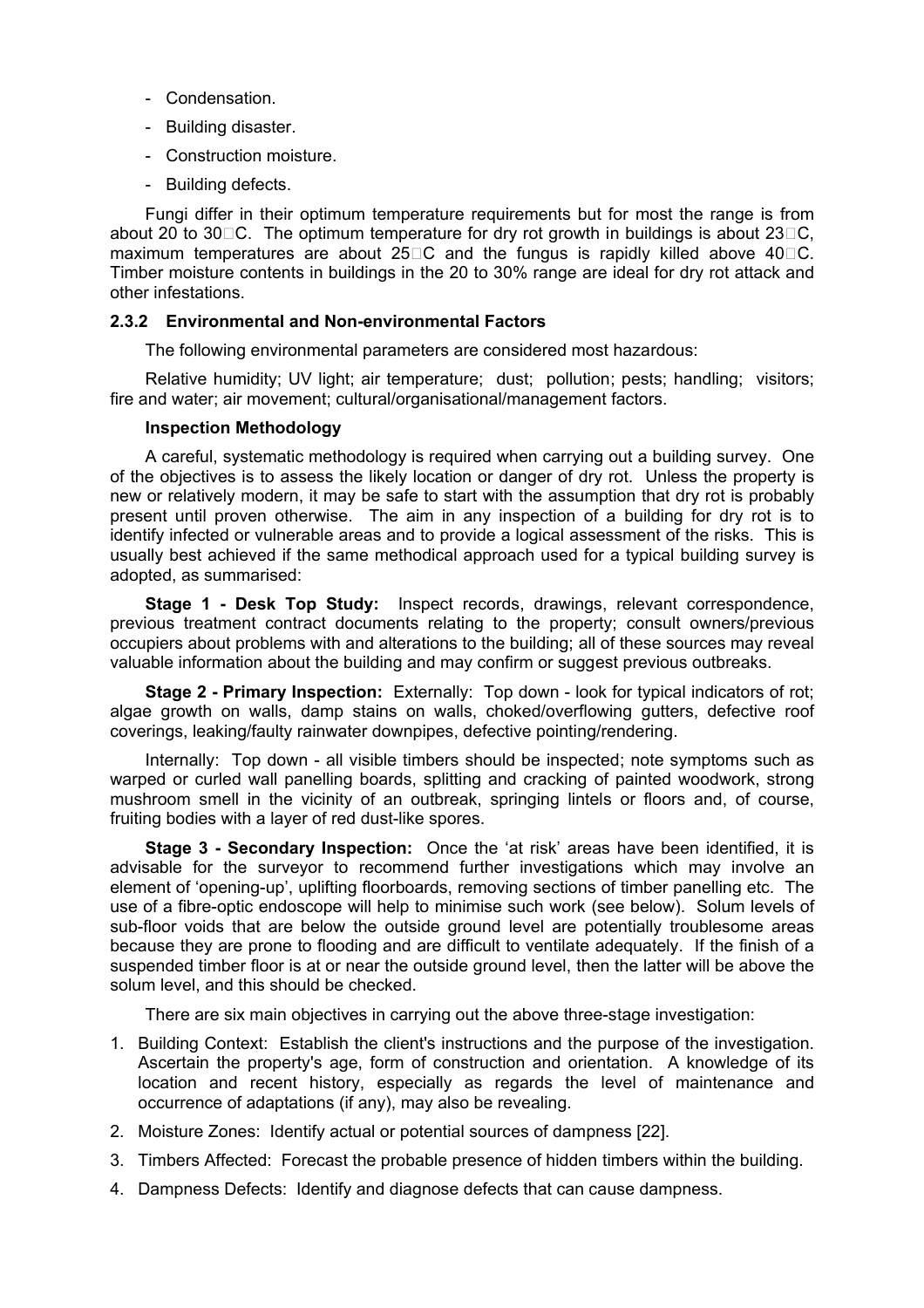- Condensation.
- Building disaster.
- Construction moisture.
- Building defects.

Fungi differ in their optimum temperature requirements but for most the range is from about 20 to 30°C. The optimum temperature for dry rot growth in buildings is about 23°C, maximum temperatures are about 25°C and the fungus is rapidly killed above 40°C. Timber moisture contents in buildings in the 20 to 30% range are ideal for dry rot attack and other infestations.

### 2.3.2 Environmental and Non-environmental Factors

The following environmental parameters are considered most hazardous:

Relative humidity; UV light; air temperature; dust; pollution; pests; handling; visitors; fire and water; air movement; cultural/organisational/management factors.

**Inspection Methodology**

A careful, systematic methodology is required when carrying out a building survey. One of the objectives is to assess the likely location or danger of dry rot. Unless the property is new or relatively modern, it may be safe to start with the assumption that dry rot is probably present until proven otherwise. The aim in any inspection of a building for dry rot is to identify infected or vulnerable areas and to provide a logical assessment of the risks. This is usually best achieved if the same methodical approach used for a typical building survey is adopted, as summarised:

**Stage 1 - Desk Top Study:** Inspect records, drawings, relevant correspondence, previous treatment contract documents relating to the property; consult owners/previous occupiers about problems with and alterations to the building; all of these sources may reveal valuable information about the building and may confirm or suggest previous outbreaks.

**Stage 2 - Primary Inspection:** Externally: Top down - look for typical indicators of rot; algae growth on walls, damp stains on walls, choked/overflowing gutters, defective roof coverings, leaking/faulty rainwater downpipes, defective pointing/rendering.

Internally: Top down - all visible timbers should be inspected; note symptoms such as warped or curled wall panelling boards, splitting and cracking of painted woodwork, strong mushroom smell in the vicinity of an outbreak, springing lintels or floors and, of course, fruiting bodies with a layer of red dust-like spores.

**Stage 3 - Secondary Inspection:** Once the 'at risk' areas have been identified, it is advisable for the surveyor to recommend further investigations which may involve an element of 'opening-up', uplifting floorboards, removing sections of timber panelling etc. The use of a fibre-optic endoscope will help to minimise such work (see below). Solum levels of sub-floor voids that are below the outside ground level are potentially troublesome areas because they are prone to flooding and are difficult to ventilate adequately. If the finish of a suspended timber floor is at or near the outside ground level, then the latter will be above the solum level, and this should be checked.

There are six main objectives in carrying out the above three-stage investigation:

1. Building Context: Establish the client's instructions and the purpose of the investigation. Ascertain the property's age, form of construction and orientation. A knowledge of its location and recent history, especially as regards the level of maintenance and occurrence of adaptations (if any), may also be revealing.
2. Moisture Zones: Identify actual or potential sources of dampness [22].
3. Timbers Affected: Forecast the probable presence of hidden timbers within the building.
4. Dampness Defects: Identify and diagnose defects that can cause dampness.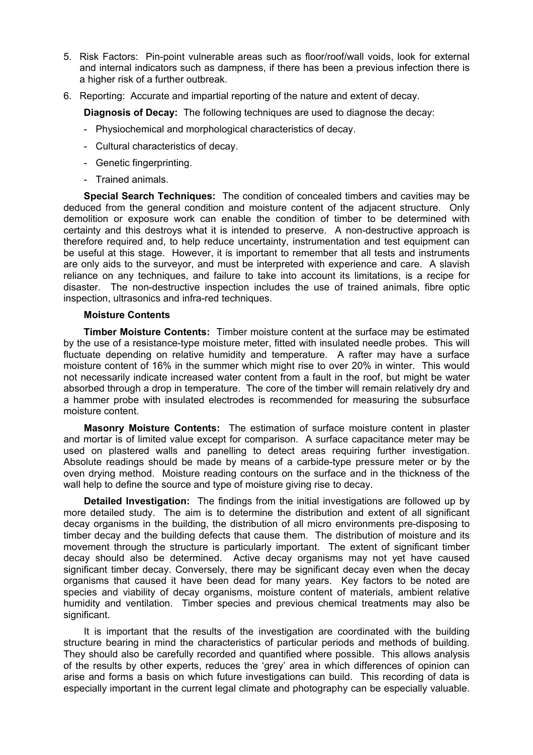5. Risk Factors: Pin-point vulnerable areas such as floor/roof/wall voids, look for external and internal indicators such as dampness, if there has been a previous infection there is a higher risk of a further outbreak.
6. Reporting: Accurate and impartial reporting of the nature and extent of decay.

**Diagnosis of Decay:** The following techniques are used to diagnose the decay:

- Physiochemical and morphological characteristics of decay.
- Cultural characteristics of decay.
- Genetic fingerprinting.
- Trained animals.

**Special Search Techniques:** The condition of concealed timbers and cavities may be deduced from the general condition and moisture content of the adjacent structure. Only demolition or exposure work can enable the condition of timber to be determined with certainty and this destroys what it is intended to preserve. A non-destructive approach is therefore required and, to help reduce uncertainty, instrumentation and test equipment can be useful at this stage. However, it is important to remember that all tests and instruments are only aids to the surveyor, and must be interpreted with experience and care. A slavish reliance on any techniques, and failure to take into account its limitations, is a recipe for disaster. The non-destructive inspection includes the use of trained animals, fibre optic inspection, ultrasonics and infra-red techniques.

**Moisture Contents**

**Timber Moisture Contents:** Timber moisture content at the surface may be estimated by the use of a resistance-type moisture meter, fitted with insulated needle probes. This will fluctuate depending on relative humidity and temperature. A rafter may have a surface moisture content of 16% in the summer which might rise to over 20% in winter. This would not necessarily indicate increased water content from a fault in the roof, but might be water absorbed through a drop in temperature. The core of the timber will remain relatively dry and a hammer probe with insulated electrodes is recommended for measuring the subsurface moisture content.

**Masonry Moisture Contents:** The estimation of surface moisture content in plaster and mortar is of limited value except for comparison. A surface capacitance meter may be used on plastered walls and panelling to detect areas requiring further investigation. Absolute readings should be made by means of a carbide-type pressure meter or by the oven drying method. Moisture reading contours on the surface and in the thickness of the wall help to define the source and type of moisture giving rise to decay.

**Detailed Investigation:** The findings from the initial investigations are followed up by more detailed study. The aim is to determine the distribution and extent of all significant decay organisms in the building, the distribution of all micro environments pre-disposing to timber decay and the building defects that cause them. The distribution of moisture and its movement through the structure is particularly important. The extent of significant timber decay should also be determined. Active decay organisms may not yet have caused significant timber decay. Conversely, there may be significant decay even when the decay organisms that caused it have been dead for many years. Key factors to be noted are species and viability of decay organisms, moisture content of materials, ambient relative humidity and ventilation. Timber species and previous chemical treatments may also be significant.

It is important that the results of the investigation are coordinated with the building structure bearing in mind the characteristics of particular periods and methods of building. They should also be carefully recorded and quantified where possible. This allows analysis of the results by other experts, reduces the 'grey' area in which differences of opinion can arise and forms a basis on which future investigations can build. This recording of data is especially important in the current legal climate and photography can be especially valuable.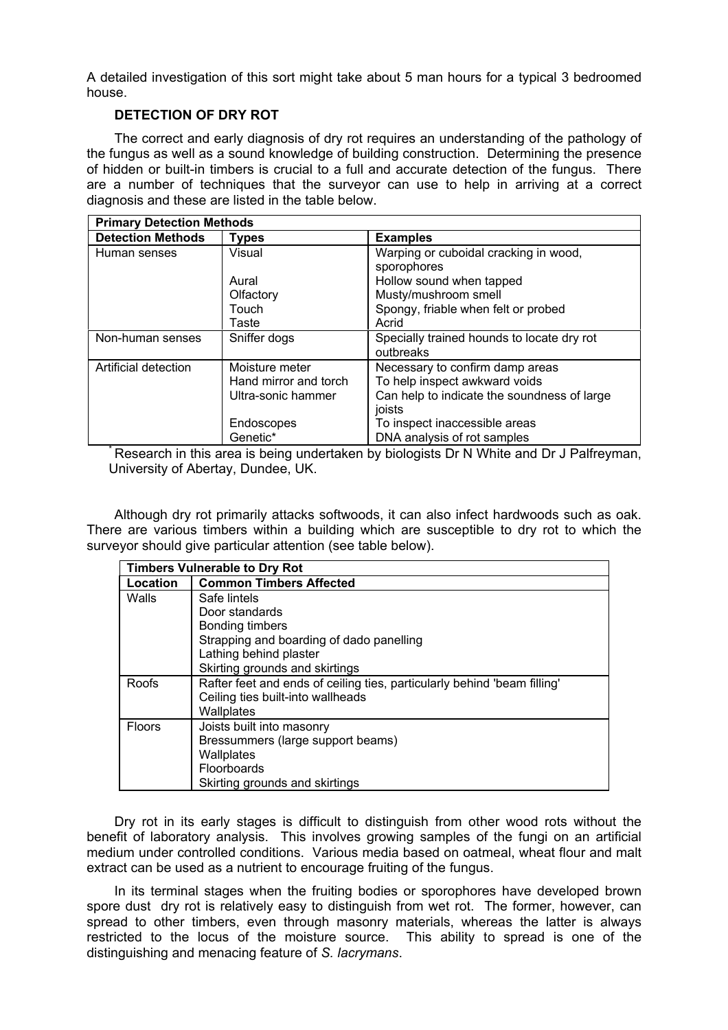A detailed investigation of this sort might take about 5 man hours for a typical 3 bedroomed house.

### DETECTION OF DRY ROT

The correct and early diagnosis of dry rot requires an understanding of the pathology of the fungus as well as a sound knowledge of building construction. Determining the presence of hidden or built-in timbers is crucial to a full and accurate detection of the fungus. There are a number of techniques that the surveyor can use to help in arriving at a correct diagnosis and these are listed in the table below.

| **Primary Detection Methods** | | |
|---|---|---|
| **Detection Methods** | **Types** | **Examples** |
| Human senses | Visual | Warping or cuboidal cracking in wood, sporophores |
| | Aural | Hollow sound when tapped |
| | Olfactory | Musty/mushroom smell |
| | Touch | Spongy, friable when felt or probed |
| | Taste | Acrid |
| Non-human senses | Sniffer dogs | Specially trained hounds to locate dry rot outbreaks |
| Artificial detection | Moisture meter | Necessary to confirm damp areas |
| | Hand mirror and torch | To help inspect awkward voids |
| | Ultra-sonic hammer | Can help to indicate the soundness of large joists |
| | Endoscopes | To inspect inaccessible areas |
| | Genetic* | DNA analysis of rot samples |

* Research in this area is being undertaken by biologists Dr N White and Dr J Palfreyman, University of Abertay, Dundee, UK.

Although dry rot primarily attacks softwoods, it can also infect hardwoods such as oak. There are various timbers within a building which are susceptible to dry rot to which the surveyor should give particular attention (see table below).

| **Timbers Vulnerable to Dry Rot** | |
|---|---|
| **Location** | **Common Timbers Affected** |
| Walls | Safe lintels<br>Door standards<br>Bonding timbers<br>Strapping and boarding of dado panelling<br>Lathing behind plaster<br>Skirting grounds and skirtings |
| Roofs | Rafter feet and ends of ceiling ties, particularly behind 'beam filling'<br>Ceiling ties built-into wallheads<br>Wallplates |
| Floors | Joists built into masonry<br>Bressummers (large support beams)<br>Wallplates<br>Floorboards<br>Skirting grounds and skirtings |

Dry rot in its early stages is difficult to distinguish from other wood rots without the benefit of laboratory analysis. This involves growing samples of the fungi on an artificial medium under controlled conditions. Various media based on oatmeal, wheat flour and malt extract can be used as a nutrient to encourage fruiting of the fungus.

In its terminal stages when the fruiting bodies or sporophores have developed brown spore dust dry rot is relatively easy to distinguish from wet rot. The former, however, can spread to other timbers, even through masonry materials, whereas the latter is always restricted to the locus of the moisture source. This ability to spread is one of the distinguishing and menacing feature of *S. lacrymans*.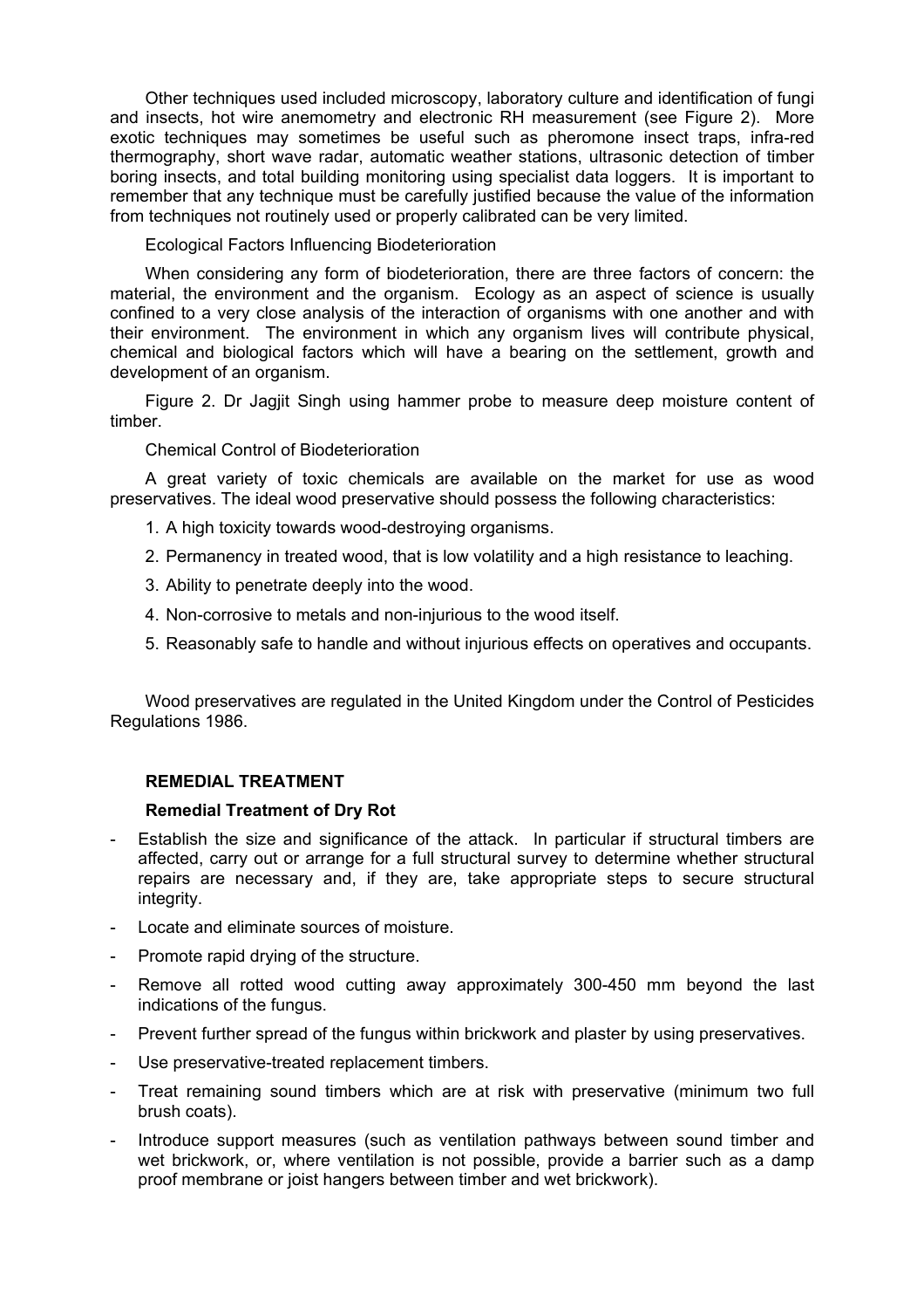Other techniques used included microscopy, laboratory culture and identification of fungi and insects, hot wire anemometry and electronic RH measurement (see Figure 2). More exotic techniques may sometimes be useful such as pheromone insect traps, infra-red thermography, short wave radar, automatic weather stations, ultrasonic detection of timber boring insects, and total building monitoring using specialist data loggers. It is important to remember that any technique must be carefully justified because the value of the information from techniques not routinely used or properly calibrated can be very limited.

Ecological Factors Influencing Biodeterioration

When considering any form of biodeterioration, there are three factors of concern: the material, the environment and the organism. Ecology as an aspect of science is usually confined to a very close analysis of the interaction of organisms with one another and with their environment. The environment in which any organism lives will contribute physical, chemical and biological factors which will have a bearing on the settlement, growth and development of an organism.

Figure 2. Dr Jagjit Singh using hammer probe to measure deep moisture content of timber.

Chemical Control of Biodeterioration

A great variety of toxic chemicals are available on the market for use as wood preservatives. The ideal wood preservative should possess the following characteristics:

1. A high toxicity towards wood-destroying organisms.
2. Permanency in treated wood, that is low volatility and a high resistance to leaching.
3. Ability to penetrate deeply into the wood.
4. Non-corrosive to metals and non-injurious to the wood itself.
5. Reasonably safe to handle and without injurious effects on operatives and occupants.

Wood preservatives are regulated in the United Kingdom under the Control of Pesticides Regulations 1986.

## REMEDIAL TREATMENT

### Remedial Treatment of Dry Rot

- Establish the size and significance of the attack. In particular if structural timbers are affected, carry out or arrange for a full structural survey to determine whether structural repairs are necessary and, if they are, take appropriate steps to secure structural integrity.
- Locate and eliminate sources of moisture.
- Promote rapid drying of the structure.
- Remove all rotted wood cutting away approximately 300-450 mm beyond the last indications of the fungus.
- Prevent further spread of the fungus within brickwork and plaster by using preservatives.
- Use preservative-treated replacement timbers.
- Treat remaining sound timbers which are at risk with preservative (minimum two full brush coats).
- Introduce support measures (such as ventilation pathways between sound timber and wet brickwork, or, where ventilation is not possible, provide a barrier such as a damp proof membrane or joist hangers between timber and wet brickwork).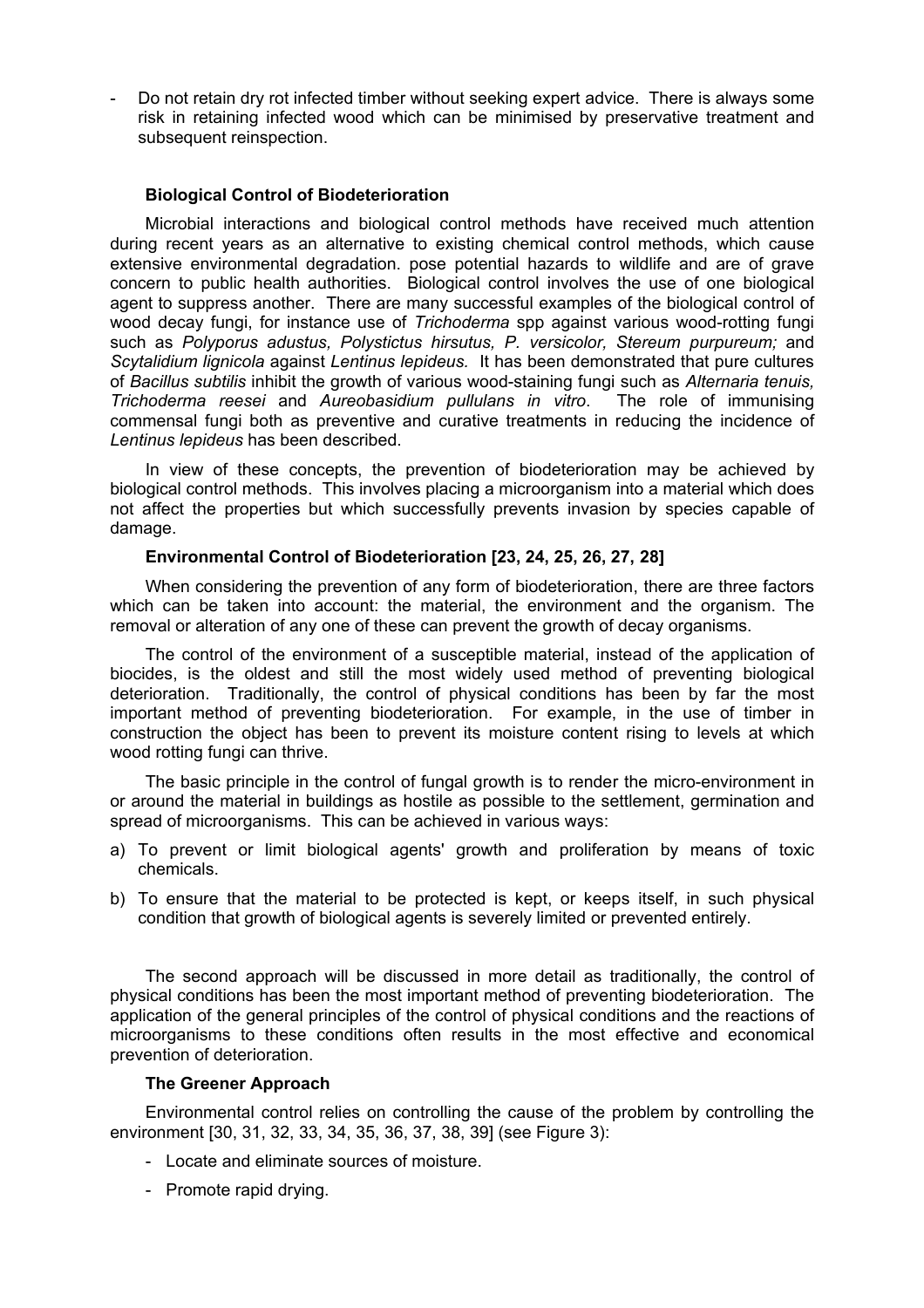- Do not retain dry rot infected timber without seeking expert advice. There is always some risk in retaining infected wood which can be minimised by preservative treatment and subsequent reinspection.

### Biological Control of Biodeterioration

Microbial interactions and biological control methods have received much attention during recent years as an alternative to existing chemical control methods, which cause extensive environmental degradation. pose potential hazards to wildlife and are of grave concern to public health authorities. Biological control involves the use of one biological agent to suppress another. There are many successful examples of the biological control of wood decay fungi, for instance use of *Trichoderma* spp against various wood-rotting fungi such as *Polyporus adustus, Polystictus hirsutus, P. versicolor, Stereum purpureum;* and *Scytalidium lignicola* against *Lentinus lepideus.* It has been demonstrated that pure cultures of *Bacillus subtilis* inhibit the growth of various wood-staining fungi such as *Alternaria tenuis, Trichoderma reesei* and *Aureobasidium pullulans in vitro*. The role of immunising commensal fungi both as preventive and curative treatments in reducing the incidence of *Lentinus lepideus* has been described.

In view of these concepts, the prevention of biodeterioration may be achieved by biological control methods. This involves placing a microorganism into a material which does not affect the properties but which successfully prevents invasion by species capable of damage.

### Environmental Control of Biodeterioration [23, 24, 25, 26, 27, 28]

When considering the prevention of any form of biodeterioration, there are three factors which can be taken into account: the material, the environment and the organism. The removal or alteration of any one of these can prevent the growth of decay organisms.

The control of the environment of a susceptible material, instead of the application of biocides, is the oldest and still the most widely used method of preventing biological deterioration. Traditionally, the control of physical conditions has been by far the most important method of preventing biodeterioration. For example, in the use of timber in construction the object has been to prevent its moisture content rising to levels at which wood rotting fungi can thrive.

The basic principle in the control of fungal growth is to render the micro-environment in or around the material in buildings as hostile as possible to the settlement, germination and spread of microorganisms. This can be achieved in various ways:

a) To prevent or limit biological agents' growth and proliferation by means of toxic chemicals.

b) To ensure that the material to be protected is kept, or keeps itself, in such physical condition that growth of biological agents is severely limited or prevented entirely.

The second approach will be discussed in more detail as traditionally, the control of physical conditions has been the most important method of preventing biodeterioration. The application of the general principles of the control of physical conditions and the reactions of microorganisms to these conditions often results in the most effective and economical prevention of deterioration.

### The Greener Approach

Environmental control relies on controlling the cause of the problem by controlling the environment [30, 31, 32, 33, 34, 35, 36, 37, 38, 39] (see Figure 3):

- Locate and eliminate sources of moisture.
- Promote rapid drying.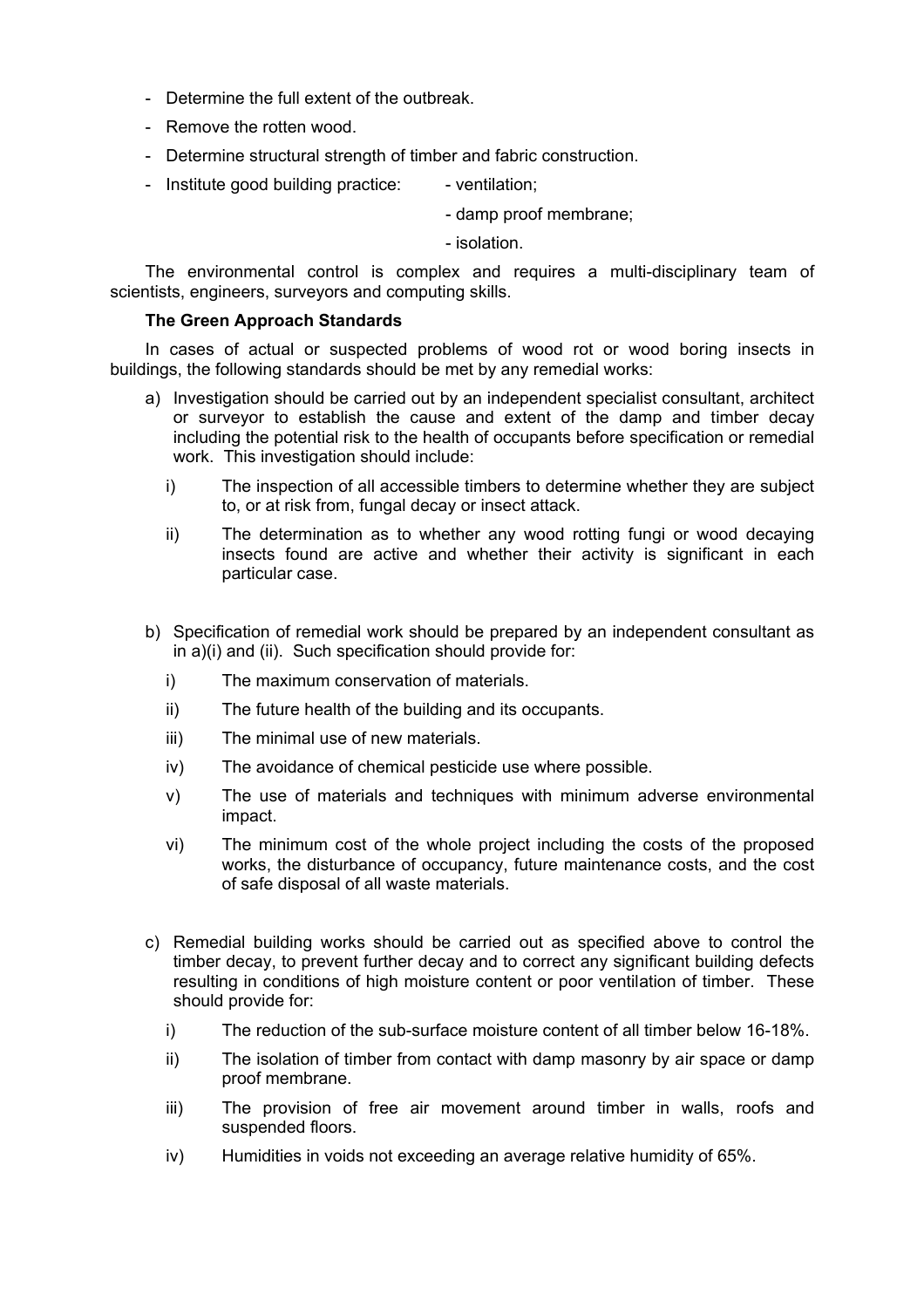- Determine the full extent of the outbreak.
- Remove the rotten wood.
- Determine structural strength of timber and fabric construction.
- Institute good building practice:
  - ventilation;
  - damp proof membrane;
  - isolation.

The environmental control is complex and requires a multi-disciplinary team of scientists, engineers, surveyors and computing skills.

**The Green Approach Standards**

In cases of actual or suspected problems of wood rot or wood boring insects in buildings, the following standards should be met by any remedial works:

a) Investigation should be carried out by an independent specialist consultant, architect or surveyor to establish the cause and extent of the damp and timber decay including the potential risk to the health of occupants before specification or remedial work. This investigation should include:

   i) The inspection of all accessible timbers to determine whether they are subject to, or at risk from, fungal decay or insect attack.

   ii) The determination as to whether any wood rotting fungi or wood decaying insects found are active and whether their activity is significant in each particular case.

b) Specification of remedial work should be prepared by an independent consultant as in a)(i) and (ii). Such specification should provide for:

   i) The maximum conservation of materials.

   ii) The future health of the building and its occupants.

   iii) The minimal use of new materials.

   iv) The avoidance of chemical pesticide use where possible.

   v) The use of materials and techniques with minimum adverse environmental impact.

   vi) The minimum cost of the whole project including the costs of the proposed works, the disturbance of occupancy, future maintenance costs, and the cost of safe disposal of all waste materials.

c) Remedial building works should be carried out as specified above to control the timber decay, to prevent further decay and to correct any significant building defects resulting in conditions of high moisture content or poor ventilation of timber. These should provide for:

   i) The reduction of the sub-surface moisture content of all timber below 16-18%.

   ii) The isolation of timber from contact with damp masonry by air space or damp proof membrane.

   iii) The provision of free air movement around timber in walls, roofs and suspended floors.

   iv) Humidities in voids not exceeding an average relative humidity of 65%.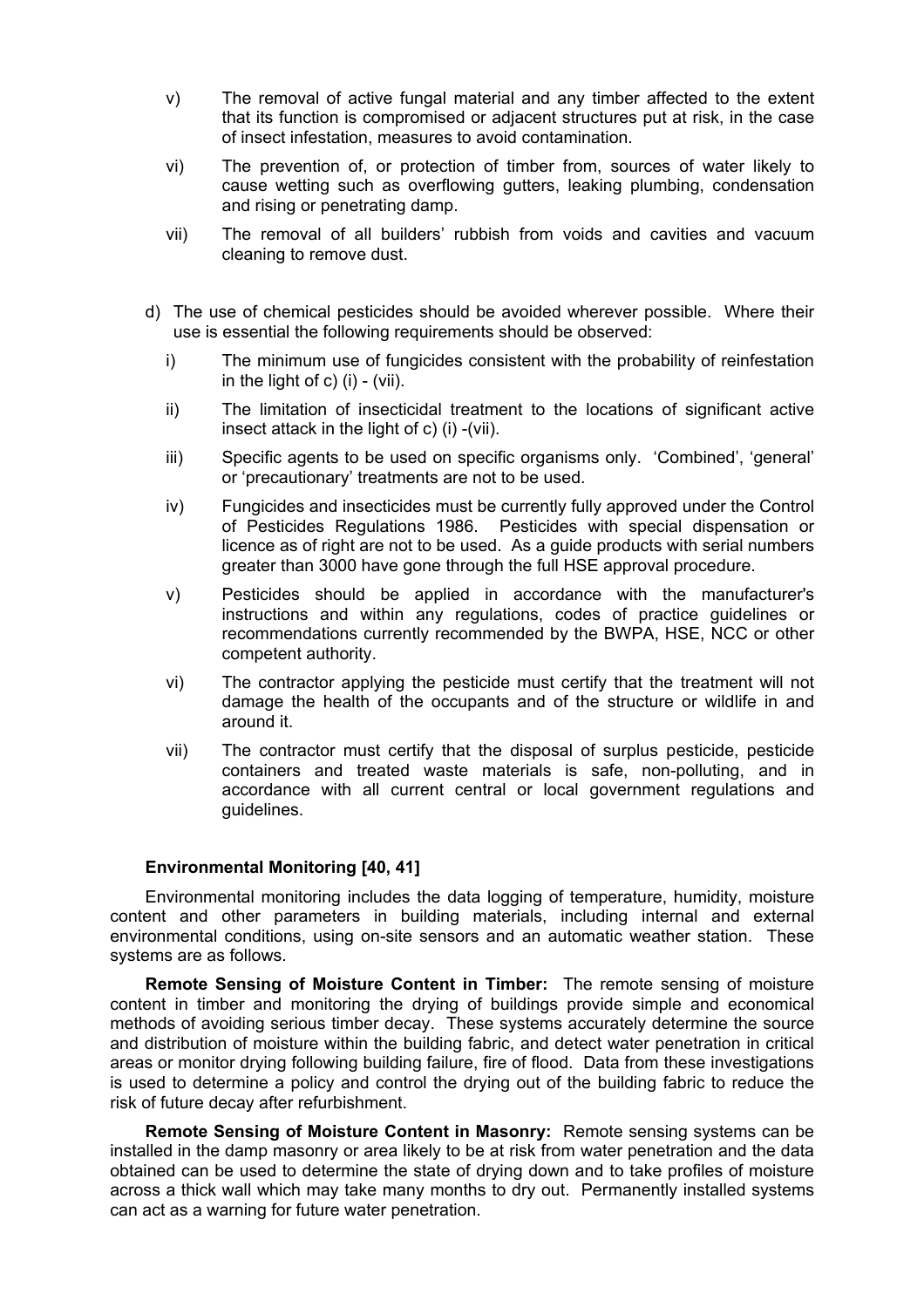v) The removal of active fungal material and any timber affected to the extent that its function is compromised or adjacent structures put at risk, in the case of insect infestation, measures to avoid contamination.

vi) The prevention of, or protection of timber from, sources of water likely to cause wetting such as overflowing gutters, leaking plumbing, condensation and rising or penetrating damp.

vii) The removal of all builders' rubbish from voids and cavities and vacuum cleaning to remove dust.

d) The use of chemical pesticides should be avoided wherever possible. Where their use is essential the following requirements should be observed:

i) The minimum use of fungicides consistent with the probability of reinfestation in the light of c) (i) - (vii).

ii) The limitation of insecticidal treatment to the locations of significant active insect attack in the light of c) (i) -(vii).

iii) Specific agents to be used on specific organisms only. 'Combined', 'general' or 'precautionary' treatments are not to be used.

iv) Fungicides and insecticides must be currently fully approved under the Control of Pesticides Regulations 1986. Pesticides with special dispensation or licence as of right are not to be used. As a guide products with serial numbers greater than 3000 have gone through the full HSE approval procedure.

v) Pesticides should be applied in accordance with the manufacturer's instructions and within any regulations, codes of practice guidelines or recommendations currently recommended by the BWPA, HSE, NCC or other competent authority.

vi) The contractor applying the pesticide must certify that the treatment will not damage the health of the occupants and of the structure or wildlife in and around it.

vii) The contractor must certify that the disposal of surplus pesticide, pesticide containers and treated waste materials is safe, non-polluting, and in accordance with all current central or local government regulations and guidelines.

**Environmental Monitoring [40, 41]**

Environmental monitoring includes the data logging of temperature, humidity, moisture content and other parameters in building materials, including internal and external environmental conditions, using on-site sensors and an automatic weather station. These systems are as follows.

**Remote Sensing of Moisture Content in Timber:** The remote sensing of moisture content in timber and monitoring the drying of buildings provide simple and economical methods of avoiding serious timber decay. These systems accurately determine the source and distribution of moisture within the building fabric, and detect water penetration in critical areas or monitor drying following building failure, fire of flood. Data from these investigations is used to determine a policy and control the drying out of the building fabric to reduce the risk of future decay after refurbishment.

**Remote Sensing of Moisture Content in Masonry:** Remote sensing systems can be installed in the damp masonry or area likely to be at risk from water penetration and the data obtained can be used to determine the state of drying down and to take profiles of moisture across a thick wall which may take many months to dry out. Permanently installed systems can act as a warning for future water penetration.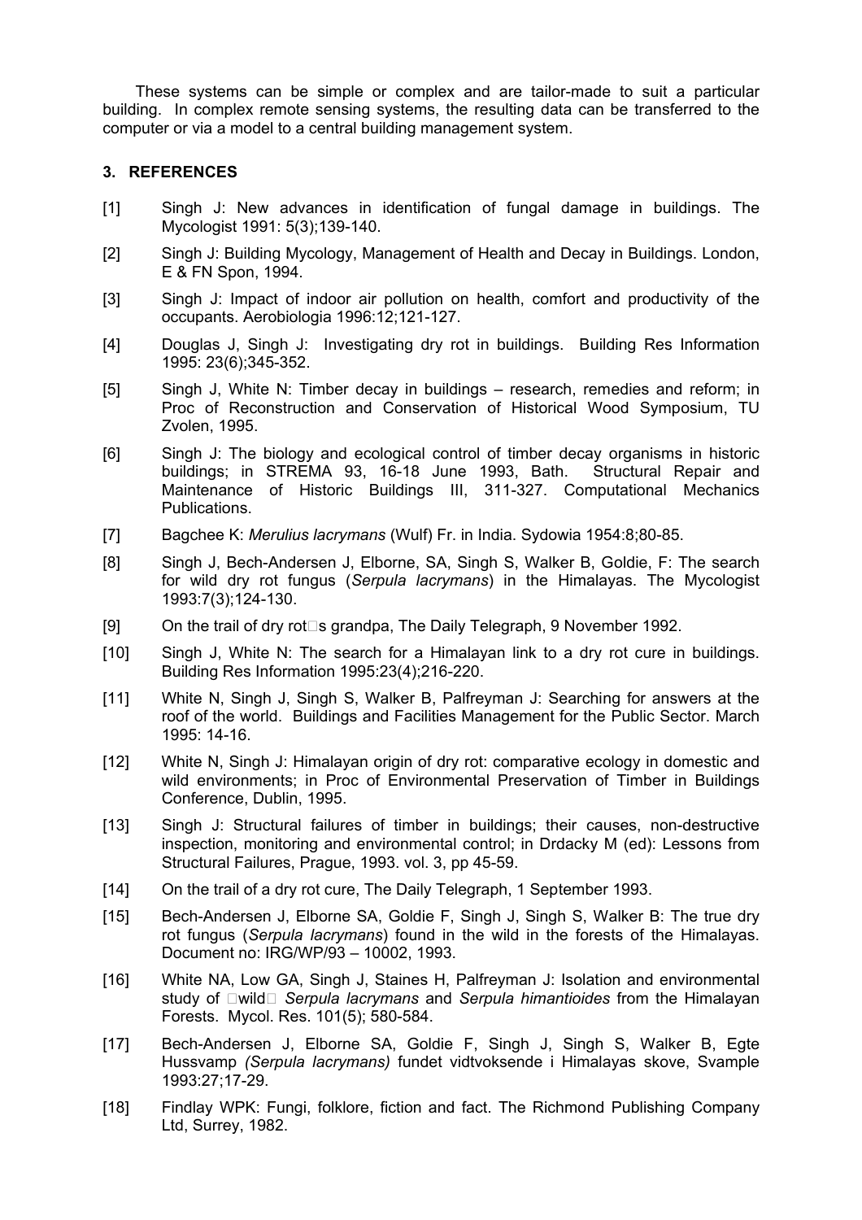These systems can be simple or complex and are tailor-made to suit a particular building. In complex remote sensing systems, the resulting data can be transferred to the computer or via a model to a central building management system.

## 3. REFERENCES

[1] Singh J: New advances in identification of fungal damage in buildings. The Mycologist 1991: 5(3);139-140.

[2] Singh J: Building Mycology, Management of Health and Decay in Buildings. London, E & FN Spon, 1994.

[3] Singh J: Impact of indoor air pollution on health, comfort and productivity of the occupants. Aerobiologia 1996:12;121-127.

[4] Douglas J, Singh J: Investigating dry rot in buildings. Building Res Information 1995: 23(6);345-352.

[5] Singh J, White N: Timber decay in buildings – research, remedies and reform; in Proc of Reconstruction and Conservation of Historical Wood Symposium, TU Zvolen, 1995.

[6] Singh J: The biology and ecological control of timber decay organisms in historic buildings; in STREMA 93, 16-18 June 1993, Bath. Structural Repair and Maintenance of Historic Buildings III, 311-327. Computational Mechanics Publications.

[7] Bagchee K: *Merulius lacrymans* (Wulf) Fr. in India. Sydowia 1954:8;80-85.

[8] Singh J, Bech-Andersen J, Elborne, SA, Singh S, Walker B, Goldie, F: The search for wild dry rot fungus (*Serpula lacrymans*) in the Himalayas. The Mycologist 1993:7(3);124-130.

[9] On the trail of dry rot□s grandpa, The Daily Telegraph, 9 November 1992.

[10] Singh J, White N: The search for a Himalayan link to a dry rot cure in buildings. Building Res Information 1995:23(4);216-220.

[11] White N, Singh J, Singh S, Walker B, Palfreyman J: Searching for answers at the roof of the world. Buildings and Facilities Management for the Public Sector. March 1995: 14-16.

[12] White N, Singh J: Himalayan origin of dry rot: comparative ecology in domestic and wild environments; in Proc of Environmental Preservation of Timber in Buildings Conference, Dublin, 1995.

[13] Singh J: Structural failures of timber in buildings; their causes, non-destructive inspection, monitoring and environmental control; in Drdacky M (ed): Lessons from Structural Failures, Prague, 1993. vol. 3, pp 45-59.

[14] On the trail of a dry rot cure, The Daily Telegraph, 1 September 1993.

[15] Bech-Andersen J, Elborne SA, Goldie F, Singh J, Singh S, Walker B: The true dry rot fungus (*Serpula lacrymans*) found in the wild in the forests of the Himalayas. Document no: IRG/WP/93 – 10002, 1993.

[16] White NA, Low GA, Singh J, Staines H, Palfreyman J: Isolation and environmental study of □wild□ *Serpula lacrymans* and *Serpula himantioides* from the Himalayan Forests. Mycol. Res. 101(5); 580-584.

[17] Bech-Andersen J, Elborne SA, Goldie F, Singh J, Singh S, Walker B, Egte Hussvamp *(Serpula lacrymans)* fundet vidtvoksende i Himalayas skove, Svample 1993:27;17-29.

[18] Findlay WPK: Fungi, folklore, fiction and fact. The Richmond Publishing Company Ltd, Surrey, 1982.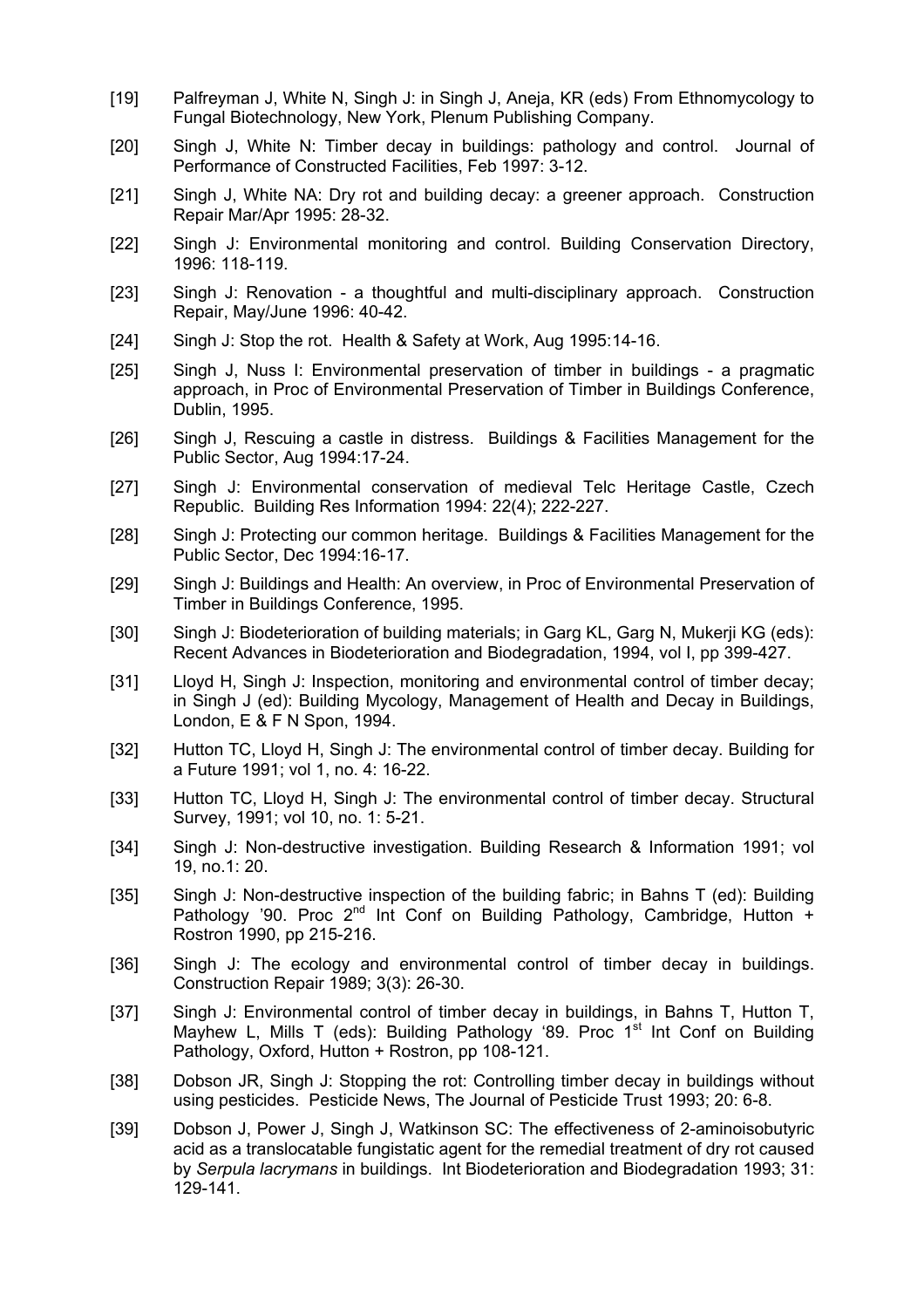[19] Palfreyman J, White N, Singh J: in Singh J, Aneja, KR (eds) From Ethnomycology to Fungal Biotechnology, New York, Plenum Publishing Company.

[20] Singh J, White N: Timber decay in buildings: pathology and control. Journal of Performance of Constructed Facilities, Feb 1997: 3-12.

[21] Singh J, White NA: Dry rot and building decay: a greener approach. Construction Repair Mar/Apr 1995: 28-32.

[22] Singh J: Environmental monitoring and control. Building Conservation Directory, 1996: 118-119.

[23] Singh J: Renovation - a thoughtful and multi-disciplinary approach. Construction Repair, May/June 1996: 40-42.

[24] Singh J: Stop the rot. Health & Safety at Work, Aug 1995:14-16.

[25] Singh J, Nuss I: Environmental preservation of timber in buildings - a pragmatic approach, in Proc of Environmental Preservation of Timber in Buildings Conference, Dublin, 1995.

[26] Singh J, Rescuing a castle in distress. Buildings & Facilities Management for the Public Sector, Aug 1994:17-24.

[27] Singh J: Environmental conservation of medieval Telc Heritage Castle, Czech Republic. Building Res Information 1994: 22(4); 222-227.

[28] Singh J: Protecting our common heritage. Buildings & Facilities Management for the Public Sector, Dec 1994:16-17.

[29] Singh J: Buildings and Health: An overview, in Proc of Environmental Preservation of Timber in Buildings Conference, 1995.

[30] Singh J: Biodeterioration of building materials; in Garg KL, Garg N, Mukerji KG (eds): Recent Advances in Biodeterioration and Biodegradation, 1994, vol I, pp 399-427.

[31] Lloyd H, Singh J: Inspection, monitoring and environmental control of timber decay; in Singh J (ed): Building Mycology, Management of Health and Decay in Buildings, London, E & F N Spon, 1994.

[32] Hutton TC, Lloyd H, Singh J: The environmental control of timber decay. Building for a Future 1991; vol 1, no. 4: 16-22.

[33] Hutton TC, Lloyd H, Singh J: The environmental control of timber decay. Structural Survey, 1991; vol 10, no. 1: 5-21.

[34] Singh J: Non-destructive investigation. Building Research & Information 1991; vol 19, no.1: 20.

[35] Singh J: Non-destructive inspection of the building fabric; in Bahns T (ed): Building Pathology '90. Proc 2nd Int Conf on Building Pathology, Cambridge, Hutton + Rostron 1990, pp 215-216.

[36] Singh J: The ecology and environmental control of timber decay in buildings. Construction Repair 1989; 3(3): 26-30.

[37] Singh J: Environmental control of timber decay in buildings, in Bahns T, Hutton T, Mayhew L, Mills T (eds): Building Pathology '89. Proc 1st Int Conf on Building Pathology, Oxford, Hutton + Rostron, pp 108-121.

[38] Dobson JR, Singh J: Stopping the rot: Controlling timber decay in buildings without using pesticides. Pesticide News, The Journal of Pesticide Trust 1993; 20: 6-8.

[39] Dobson J, Power J, Singh J, Watkinson SC: The effectiveness of 2-aminoisobutyric acid as a translocatable fungistatic agent for the remedial treatment of dry rot caused by *Serpula lacrymans* in buildings. Int Biodeterioration and Biodegradation 1993; 31: 129-141.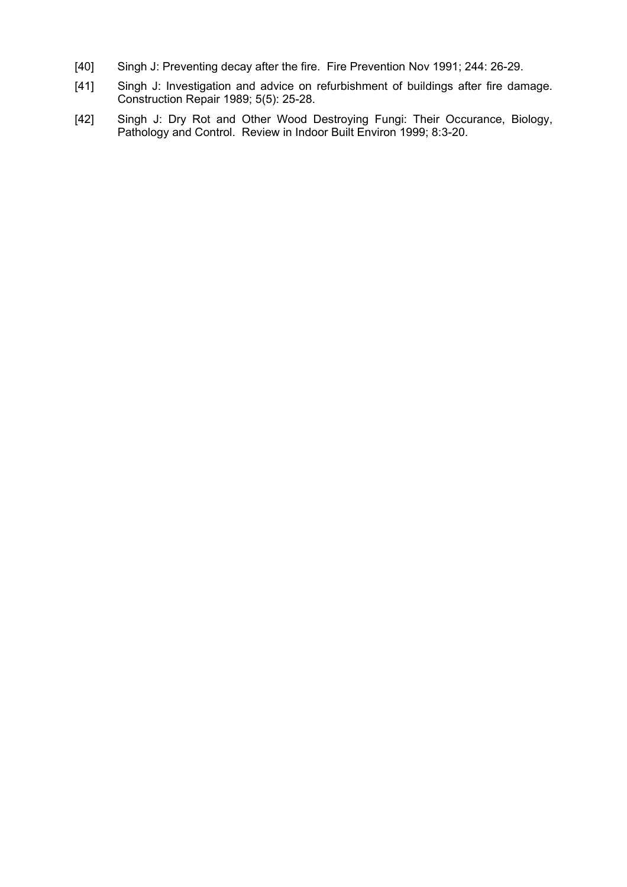[40] Singh J: Preventing decay after the fire. Fire Prevention Nov 1991; 244: 26-29.

[41] Singh J: Investigation and advice on refurbishment of buildings after fire damage. Construction Repair 1989; 5(5): 25-28.

[42] Singh J: Dry Rot and Other Wood Destroying Fungi: Their Occurance, Biology, Pathology and Control. Review in Indoor Built Environ 1999; 8:3-20.